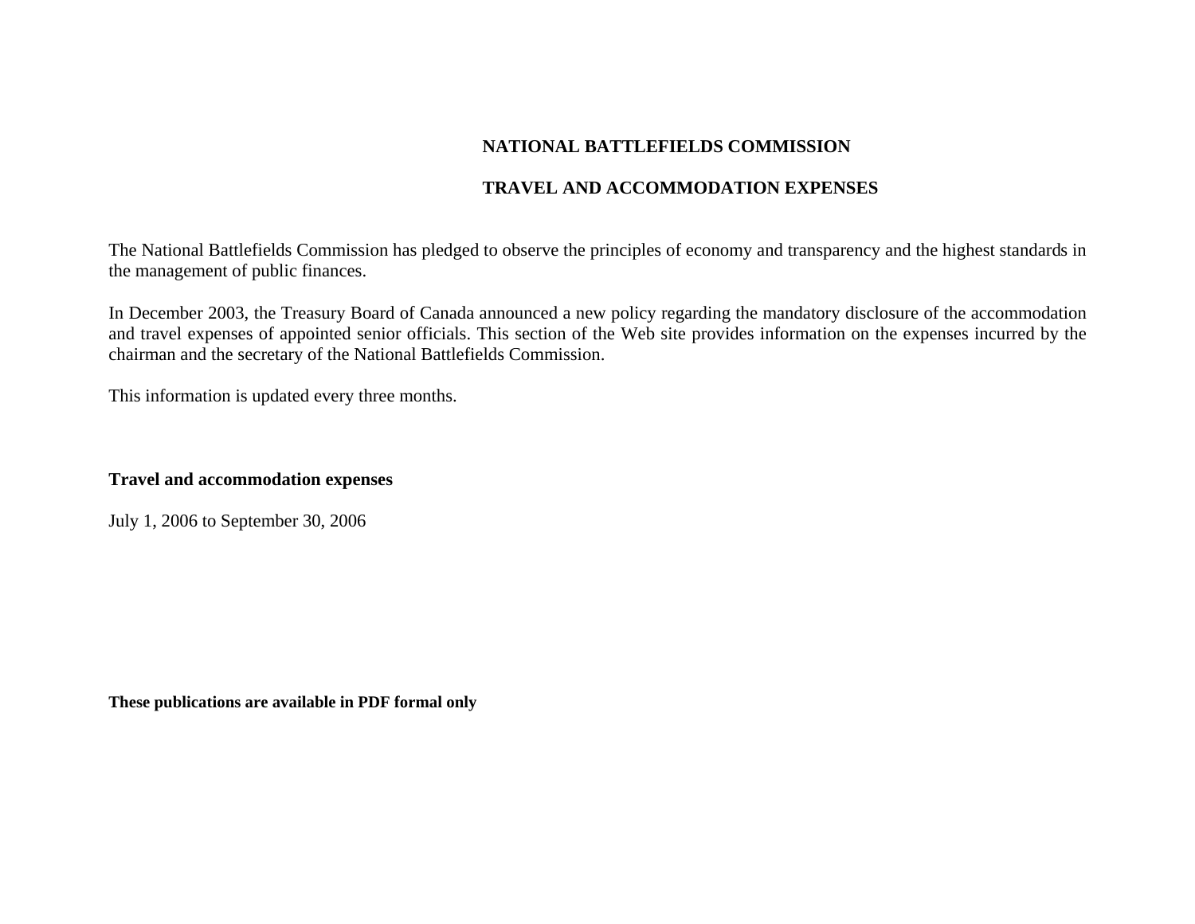# NATIONAL BATTLEFIELDS COMMISSION

## TRAVEL AND ACCOMMODATION EXPENSES

The National Battlefields Commission has pledged to observe the principles of economy and transparency and the highest standards in the management of public finances.

In December 2003, the Treasury Board of Canada announced a new policy regarding the mandatory disclosure of the accommodation and travel expenses of appointed senior officials. This section of the Web site provides information on the expenses incurred by the chairman and the secretary of the National Battlefields Commission.

This information is updated every three months.

**Travel and accommodation expenses**

July 1, 2006 to September 30, 2006

**These publications are available in PDF formal only**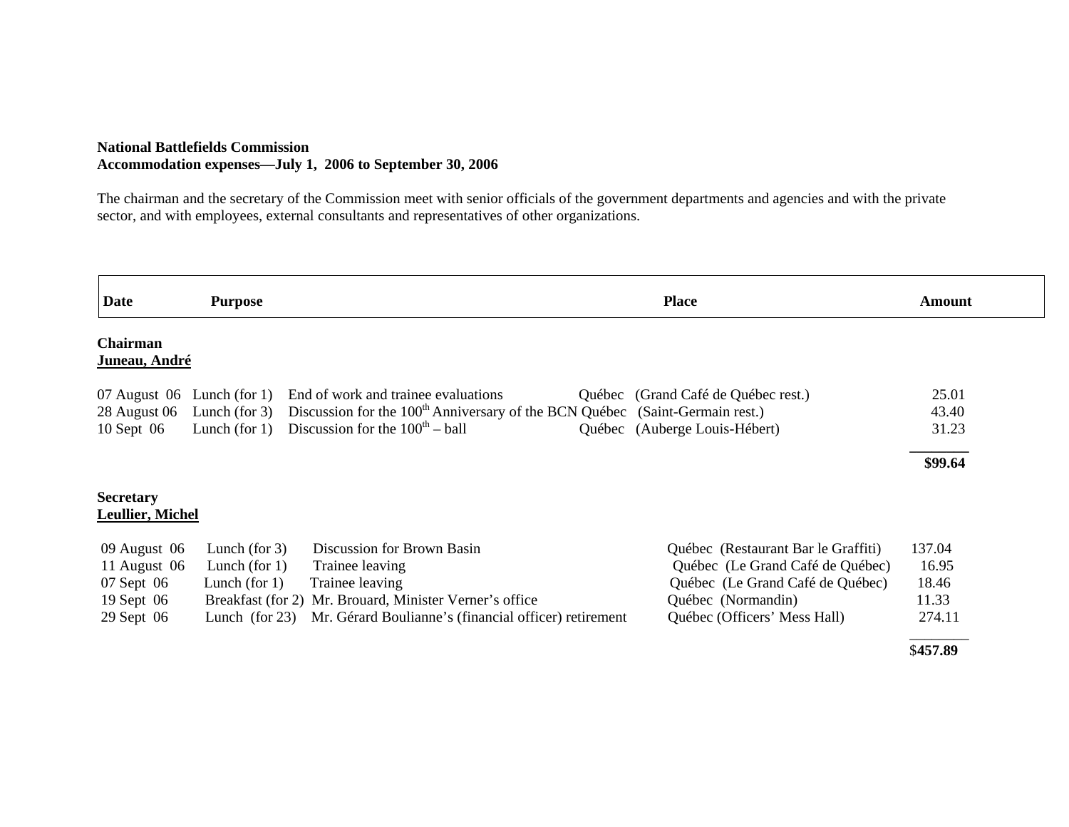**National Battlefields Commission**
**Accommodation expenses—July 1, 2006 to September 30, 2006**

The chairman and the secretary of the Commission meet with senior officials of the government departments and agencies and with the private sector, and with employees, external consultants and representatives of other organizations.

| Date | Purpose | | Place | Amount |
|---|---|---|---|---|
| **Chairman** | | | | |
| **Juneau, André** | | | | |
| 07 August 06 | Lunch (for 1) | End of work and trainee evaluations | Québec (Grand Café de Québec rest.) | 25.01 |
| 28 August 06 | Lunch (for 3) | Discussion for the 100th Anniversary of the BCN | Québec (Saint-Germain rest.) | 43.40 |
| 10 Sept 06 | Lunch (for 1) | Discussion for the 100th – ball | Québec (Auberge Louis-Hébert) | 31.23 |
| | | | | **$99.64** |
| **Secretary** | | | | |
| **Leullier, Michel** | | | | |
| 09 August 06 | Lunch (for 3) | Discussion for Brown Basin | Québec (Restaurant Bar le Graffiti) | 137.04 |
| 11 August 06 | Lunch (for 1) | Trainee leaving | Québec (Le Grand Café de Québec) | 16.95 |
| 07 Sept 06 | Lunch (for 1) | Trainee leaving | Québec (Le Grand Café de Québec) | 18.46 |
| 19 Sept 06 | Breakfast (for 2) | Mr. Brouard, Minister Verner's office | Québec (Normandin) | 11.33 |
| 29 Sept 06 | Lunch (for 23) | Mr. Gérard Boulianne's (financial officer) retirement | Québec (Officers' Mess Hall) | 274.11 |
| | | | | $**457.89** |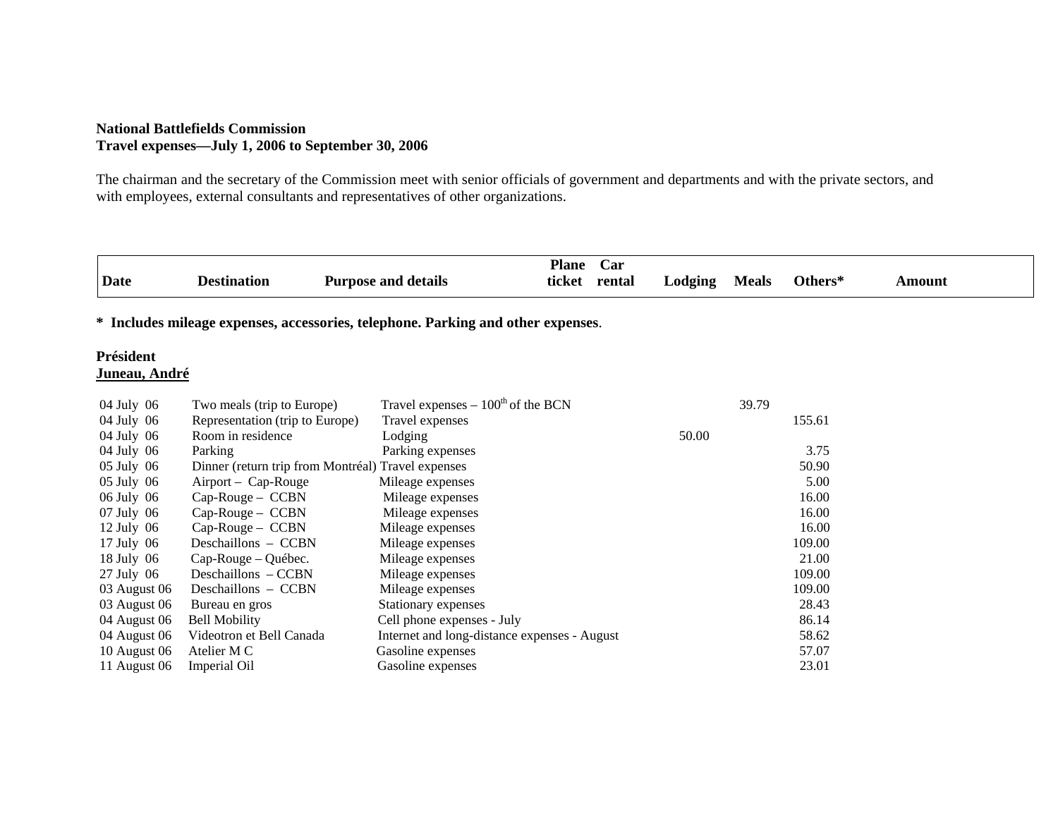**National Battlefields Commission**
**Travel expenses—July 1, 2006 to September 30, 2006**

The chairman and the secretary of the Commission meet with senior officials of government and departments and with the private sectors, and with employees, external consultants and representatives of other organizations.

**\* Includes mileage expenses, accessories, telephone. Parking and other expenses**.

**Président**
**Juneau, André**

| Date | Destination | Purpose and details | Plane ticket | Car rental | Lodging | Meals | Others* | Amount |
|---|---|---|---|---|---|---|---|---|
| 04 July 06 | Two meals (trip to Europe) | Travel expenses – 100th of the BCN | | | | 39.79 | | |
| 04 July 06 | Representation (trip to Europe) | Travel expenses | | | | | 155.61 | |
| 04 July 06 | Room in residence | Lodging | | | 50.00 | | | |
| 04 July 06 | Parking | Parking expenses | | | | | 3.75 | |
| 05 July 06 | Dinner (return trip from Montréal) | Travel expenses | | | | | 50.90 | |
| 05 July 06 | Airport – Cap-Rouge | Mileage expenses | | | | | 5.00 | |
| 06 July 06 | Cap-Rouge – CCBN | Mileage expenses | | | | | 16.00 | |
| 07 July 06 | Cap-Rouge – CCBN | Mileage expenses | | | | | 16.00 | |
| 12 July 06 | Cap-Rouge – CCBN | Mileage expenses | | | | | 16.00 | |
| 17 July 06 | Deschaillons – CCBN | Mileage expenses | | | | | 109.00 | |
| 18 July 06 | Cap-Rouge – Québec. | Mileage expenses | | | | | 21.00 | |
| 27 July 06 | Deschaillons – CCBN | Mileage expenses | | | | | 109.00 | |
| 03 August 06 | Deschaillons – CCBN | Mileage expenses | | | | | 109.00 | |
| 03 August 06 | Bureau en gros | Stationary expenses | | | | | 28.43 | |
| 04 August 06 | Bell Mobility | Cell phone expenses - July | | | | | 86.14 | |
| 04 August 06 | Videotron et Bell Canada | Internet and long-distance expenses - August | | | | | 58.62 | |
| 10 August 06 | Atelier M C | Gasoline expenses | | | | | 57.07 | |
| 11 August 06 | Imperial Oil | Gasoline expenses | | | | | 23.01 | |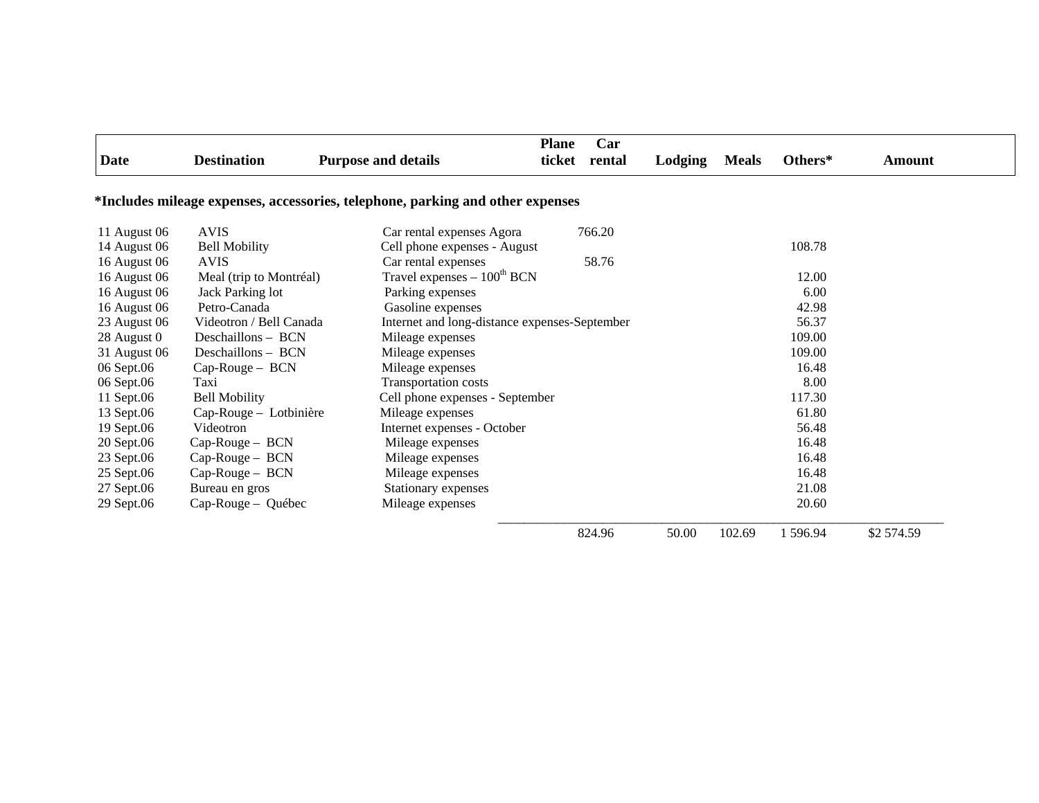| Date | Destination | Purpose and details | Plane ticket | Car rental | Lodging | Meals | Others* | Amount |
|---|---|---|---|---|---|---|---|---|
| 11 August 06 | AVIS | Car rental expenses Agora | | 766.20 | | | | |
| 14 August 06 | Bell Mobility | Cell phone expenses - August | | | | | 108.78 | |
| 16 August 06 | AVIS | Car rental expenses | | 58.76 | | | | |
| 16 August 06 | Meal (trip to Montréal) | Travel expenses – $100^{th}$ BCN | | | | | 12.00 | |
| 16 August 06 | Jack Parking lot | Parking expenses | | | | | 6.00 | |
| 16 August 06 | Petro-Canada | Gasoline expenses | | | | | 42.98 | |
| 23 August 06 | Videotron / Bell Canada | Internet and long-distance expenses-September | | | | | 56.37 | |
| 28 August 0 | Deschaillons – BCN | Mileage expenses | | | | | 109.00 | |
| 31 August 06 | Deschaillons – BCN | Mileage expenses | | | | | 109.00 | |
| 06 Sept.06 | Cap-Rouge – BCN | Mileage expenses | | | | | 16.48 | |
| 06 Sept.06 | Taxi | Transportation costs | | | | | 8.00 | |
| 11 Sept.06 | Bell Mobility | Cell phone expenses - September | | | | | 117.30 | |
| 13 Sept.06 | Cap-Rouge – Lotbinière | Mileage expenses | | | | | 61.80 | |
| 19 Sept.06 | Videotron | Internet expenses - October | | | | | 56.48 | |
| 20 Sept.06 | Cap-Rouge – BCN | Mileage expenses | | | | | 16.48 | |
| 23 Sept.06 | Cap-Rouge – BCN | Mileage expenses | | | | | 16.48 | |
| 25 Sept.06 | Cap-Rouge – BCN | Mileage expenses | | | | | 16.48 | |
| 27 Sept.06 | Bureau en gros | Stationary expenses | | | | | 21.08 | |
| 29 Sept.06 | Cap-Rouge – Québec | Mileage expenses | | | | | 20.60 | |
| | | | | 824.96 | 50.00 | 102.69 | 1 596.94 | $2 574.59 |

**\*Includes mileage expenses, accessories, telephone, parking and other expenses**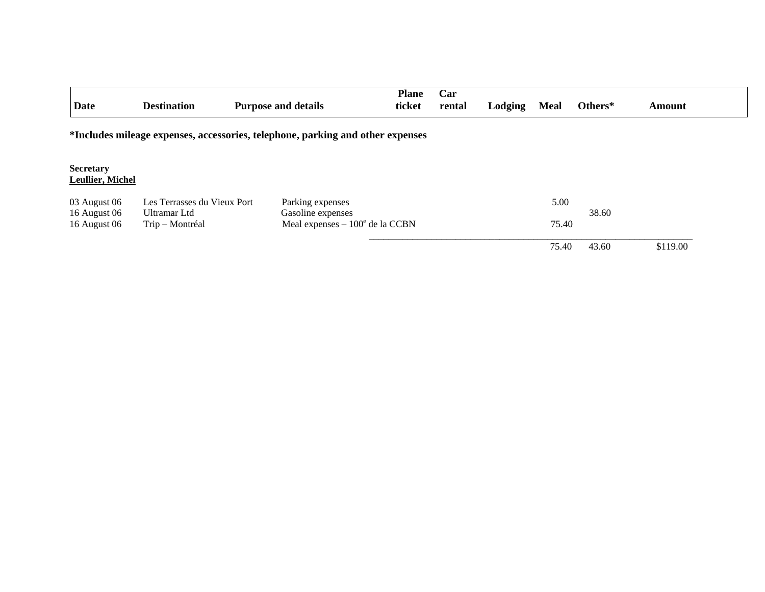| Date | Destination | Purpose and details | Plane ticket | Car rental | Lodging | Meal | Others* | Amount |
|---|---|---|---|---|---|---|---|---|
| **Secretary** | | | | | | | | |
| **Leullier, Michel** | | | | | | | | |
| 03 August 06 | Les Terrasses du Vieux Port | Parking expenses | | | | 5.00 | | |
| 16 August 06 | Ultramar Ltd | Gasoline expenses | | | | | 38.60 | |
| 16 August 06 | Trip – Montréal | Meal expenses – 100$^{e}$ de la CCBN | | | | 75.40 | | |
| | | | | | | 75.40 | 43.60 | $119.00 |

**\*Includes mileage expenses, accessories, telephone, parking and other expenses**